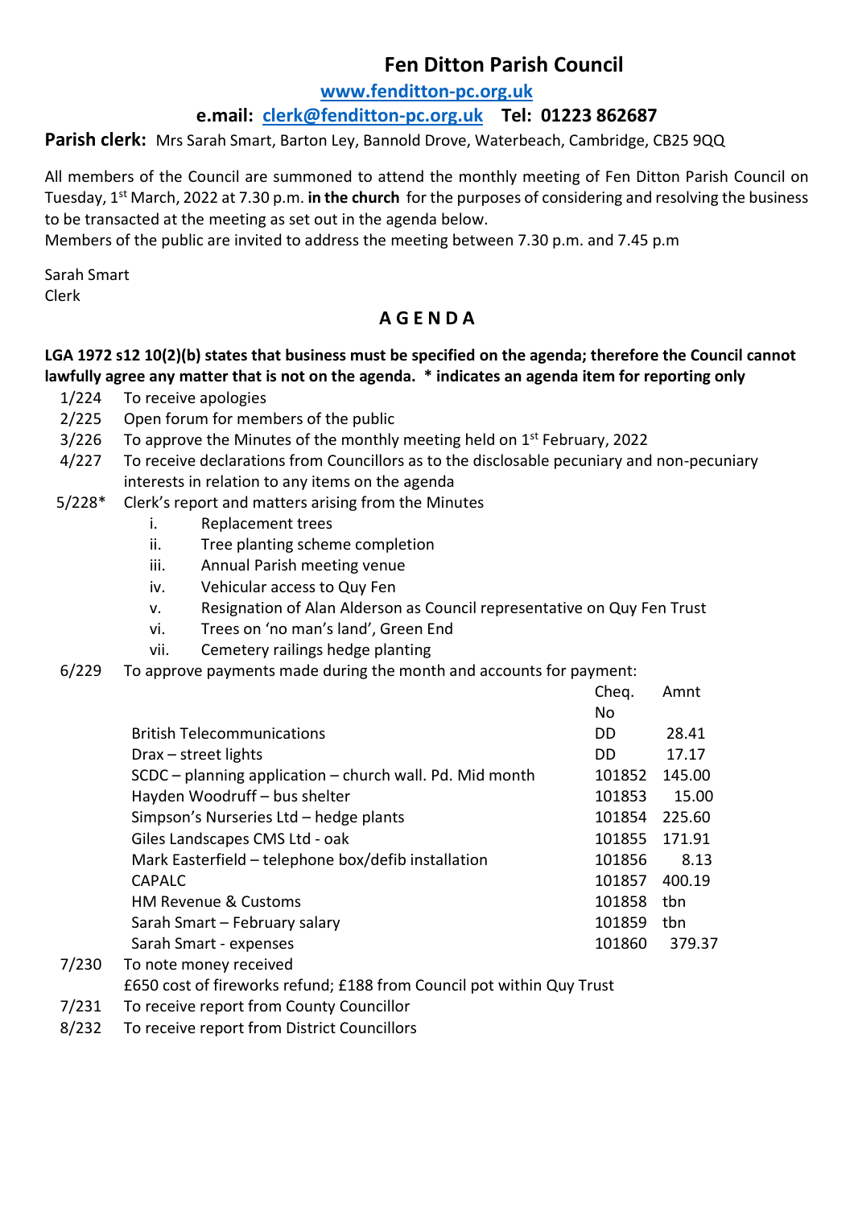# Fen Ditton Parish Council

**www.fenditton-pc.org.uk**

**e.mail: clerk@fenditton-pc.org.uk Tel: 01223 862687**

**Parish clerk:** Mrs Sarah Smart, Barton Ley, Bannold Drove, Waterbeach, Cambridge, CB25 9QQ

All members of the Council are summoned to attend the monthly meeting of Fen Ditton Parish Council on Tuesday, 1st March, 2022 at 7.30 p.m. **in the church** for the purposes of considering and resolving the business to be transacted at the meeting as set out in the agenda below.
Members of the public are invited to address the meeting between 7.30 p.m. and 7.45 p.m

Sarah Smart
Clerk

## A G E N D A

**LGA 1972 s12 10(2)(b) states that business must be specified on the agenda; therefore the Council cannot lawfully agree any matter that is not on the agenda. * indicates an agenda item for reporting only**

1/224 To receive apologies

2/225 Open forum for members of the public

3/226 To approve the Minutes of the monthly meeting held on 1st February, 2022

4/227 To receive declarations from Councillors as to the disclosable pecuniary and non-pecuniary interests in relation to any items on the agenda

5/228* Clerk's report and matters arising from the Minutes

- i. Replacement trees
- ii. Tree planting scheme completion
- iii. Annual Parish meeting venue
- iv. Vehicular access to Quy Fen
- v. Resignation of Alan Alderson as Council representative on Quy Fen Trust
- vi. Trees on 'no man's land', Green End
- vii. Cemetery railings hedge planting

6/229 To approve payments made during the month and accounts for payment:

| | Cheq. No | Amnt |
|---|---|---|
| British Telecommunications | DD | 28.41 |
| Drax – street lights | DD | 17.17 |
| SCDC – planning application – church wall. Pd. Mid month | 101852 | 145.00 |
| Hayden Woodruff – bus shelter | 101853 | 15.00 |
| Simpson's Nurseries Ltd – hedge plants | 101854 | 225.60 |
| Giles Landscapes CMS Ltd - oak | 101855 | 171.91 |
| Mark Easterfield – telephone box/defib installation | 101856 | 8.13 |
| CAPALC | 101857 | 400.19 |
| HM Revenue & Customs | 101858 | tbn |
| Sarah Smart – February salary | 101859 | tbn |
| Sarah Smart - expenses | 101860 | 379.37 |

7/230 To note money received
£650 cost of fireworks refund; £188 from Council pot within Quy Trust

7/231 To receive report from County Councillor

8/232 To receive report from District Councillors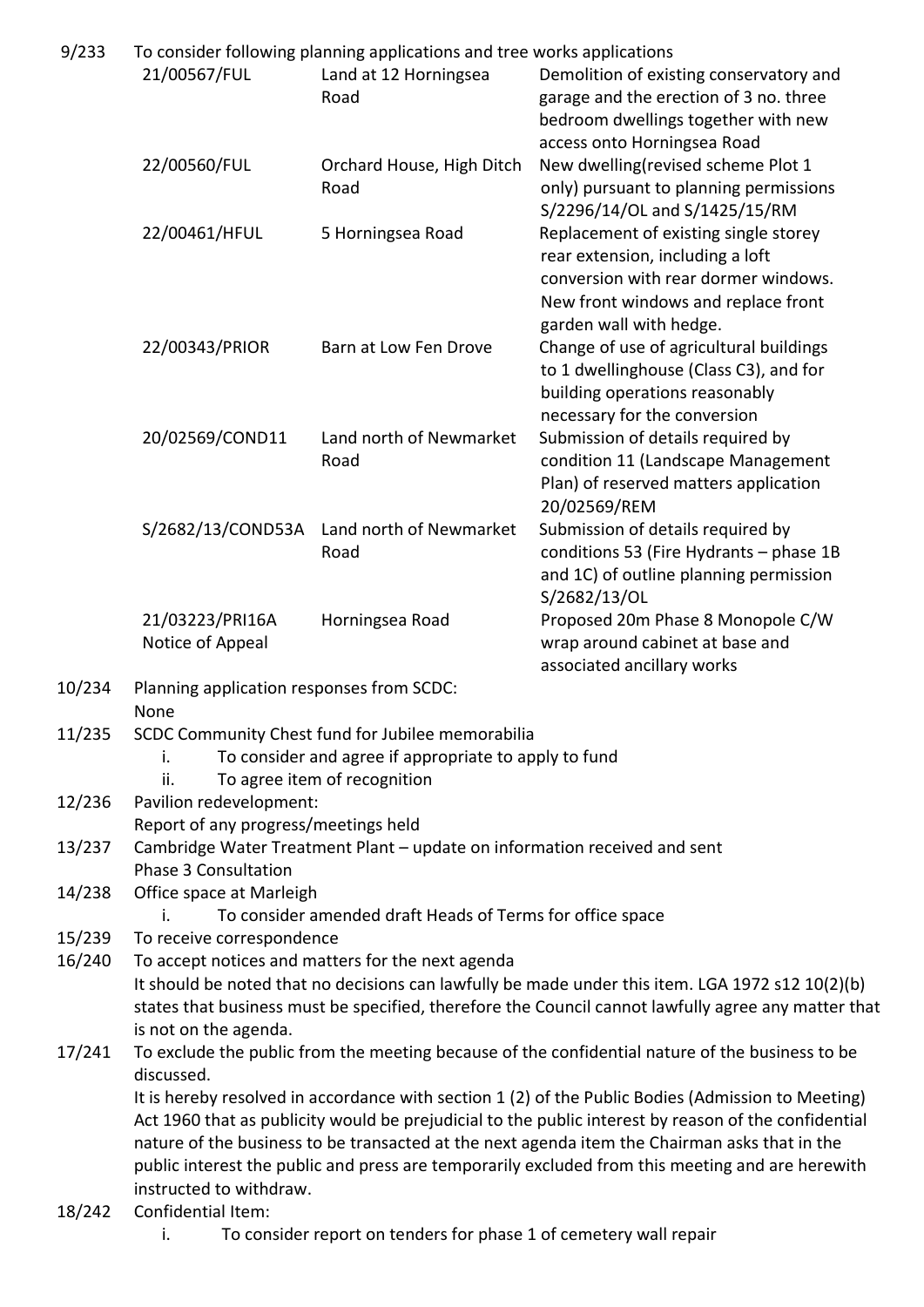9/233 To consider following planning applications and tree works applications

| | | |
|---|---|---|
| 21/00567/FUL | Land at 12 Horningsea Road | Demolition of existing conservatory and garage and the erection of 3 no. three bedroom dwellings together with new access onto Horningsea Road |
| 22/00560/FUL | Orchard House, High Ditch Road | New dwelling(revised scheme Plot 1 only) pursuant to planning permissions S/2296/14/OL and S/1425/15/RM |
| 22/00461/HFUL | 5 Horningsea Road | Replacement of existing single storey rear extension, including a loft conversion with rear dormer windows. New front windows and replace front garden wall with hedge. |
| 22/00343/PRIOR | Barn at Low Fen Drove | Change of use of agricultural buildings to 1 dwellinghouse (Class C3), and for building operations reasonably necessary for the conversion |
| 20/02569/COND11 | Land north of Newmarket Road | Submission of details required by condition 11 (Landscape Management Plan) of reserved matters application 20/02569/REM |
| S/2682/13/COND53A | Land north of Newmarket Road | Submission of details required by conditions 53 (Fire Hydrants – phase 1B and 1C) of outline planning permission S/2682/13/OL |
| 21/03223/PRI16A Notice of Appeal | Horningsea Road | Proposed 20m Phase 8 Monopole C/W wrap around cabinet at base and associated ancillary works |

10/234 Planning application responses from SCDC:
None

11/235 SCDC Community Chest fund for Jubilee memorabilia
 i. To consider and agree if appropriate to apply to fund
 ii. To agree item of recognition

12/236 Pavilion redevelopment:
Report of any progress/meetings held

13/237 Cambridge Water Treatment Plant – update on information received and sent
Phase 3 Consultation

14/238 Office space at Marleigh
 i. To consider amended draft Heads of Terms for office space

15/239 To receive correspondence

16/240 To accept notices and matters for the next agenda
It should be noted that no decisions can lawfully be made under this item. LGA 1972 s12 10(2)(b) states that business must be specified, therefore the Council cannot lawfully agree any matter that is not on the agenda.

17/241 To exclude the public from the meeting because of the confidential nature of the business to be discussed.
It is hereby resolved in accordance with section 1 (2) of the Public Bodies (Admission to Meeting) Act 1960 that as publicity would be prejudicial to the public interest by reason of the confidential nature of the business to be transacted at the next agenda item the Chairman asks that in the public interest the public and press are temporarily excluded from this meeting and are herewith instructed to withdraw.

18/242 Confidential Item:
 i. To consider report on tenders for phase 1 of cemetery wall repair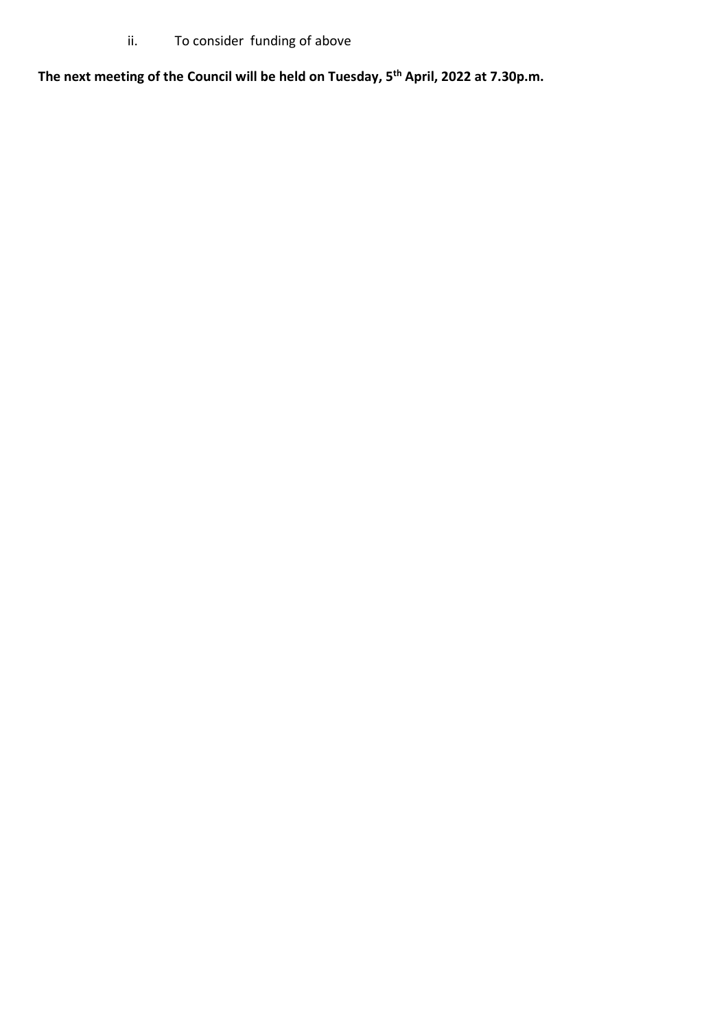ii. To consider funding of above

**The next meeting of the Council will be held on Tuesday, 5th April, 2022 at 7.30p.m.**